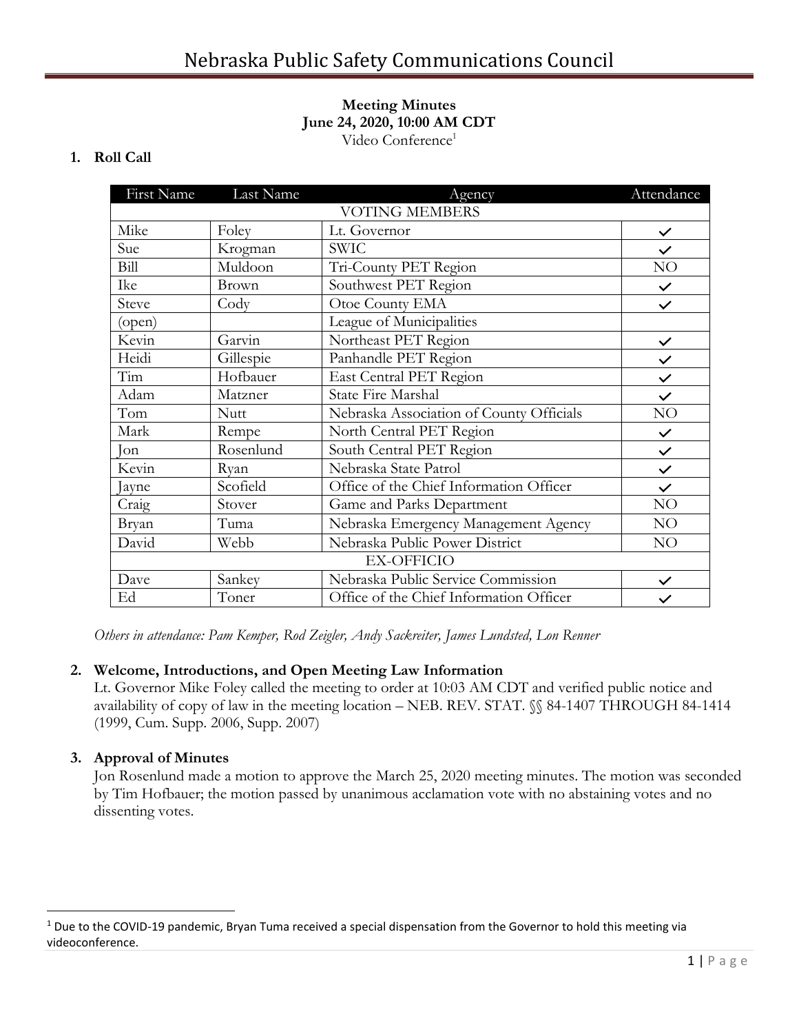# Nebraska Public Safety Communications Council

**Meeting Minutes**
**June 24, 2020, 10:00 AM CDT**
Video Conference[1]

## 1. Roll Call

| First Name | Last Name | Agency | Attendance |
|---|---|---|---|
| VOTING MEMBERS | | | |
| Mike | Foley | Lt. Governor | ✓ |
| Sue | Krogman | SWIC | ✓ |
| Bill | Muldoon | Tri-County PET Region | NO |
| Ike | Brown | Southwest PET Region | ✓ |
| Steve | Cody | Otoe County EMA | ✓ |
| (open) | | League of Municipalities | |
| Kevin | Garvin | Northeast PET Region | ✓ |
| Heidi | Gillespie | Panhandle PET Region | ✓ |
| Tim | Hofbauer | East Central PET Region | ✓ |
| Adam | Matzner | State Fire Marshal | ✓ |
| Tom | Nutt | Nebraska Association of County Officials | NO |
| Mark | Rempe | North Central PET Region | ✓ |
| Jon | Rosenlund | South Central PET Region | ✓ |
| Kevin | Ryan | Nebraska State Patrol | ✓ |
| Jayne | Scofield | Office of the Chief Information Officer | ✓ |
| Craig | Stover | Game and Parks Department | NO |
| Bryan | Tuma | Nebraska Emergency Management Agency | NO |
| David | Webb | Nebraska Public Power District | NO |
| EX-OFFICIO | | | |
| Dave | Sankey | Nebraska Public Service Commission | ✓ |
| Ed | Toner | Office of the Chief Information Officer | ✓ |

*Others in attendance: Pam Kemper, Rod Zeigler, Andy Sackreiter, James Lundsted, Lon Renner*

## 2. Welcome, Introductions, and Open Meeting Law Information

Lt. Governor Mike Foley called the meeting to order at 10:03 AM CDT and verified public notice and availability of copy of law in the meeting location – NEB. REV. STAT. §§ 84-1407 THROUGH 84-1414 (1999, Cum. Supp. 2006, Supp. 2007)

## 3. Approval of Minutes

Jon Rosenlund made a motion to approve the March 25, 2020 meeting minutes. The motion was seconded by Tim Hofbauer; the motion passed by unanimous acclamation vote with no abstaining votes and no dissenting votes.

---

[1] Due to the COVID-19 pandemic, Bryan Tuma received a special dispensation from the Governor to hold this meeting via videoconference.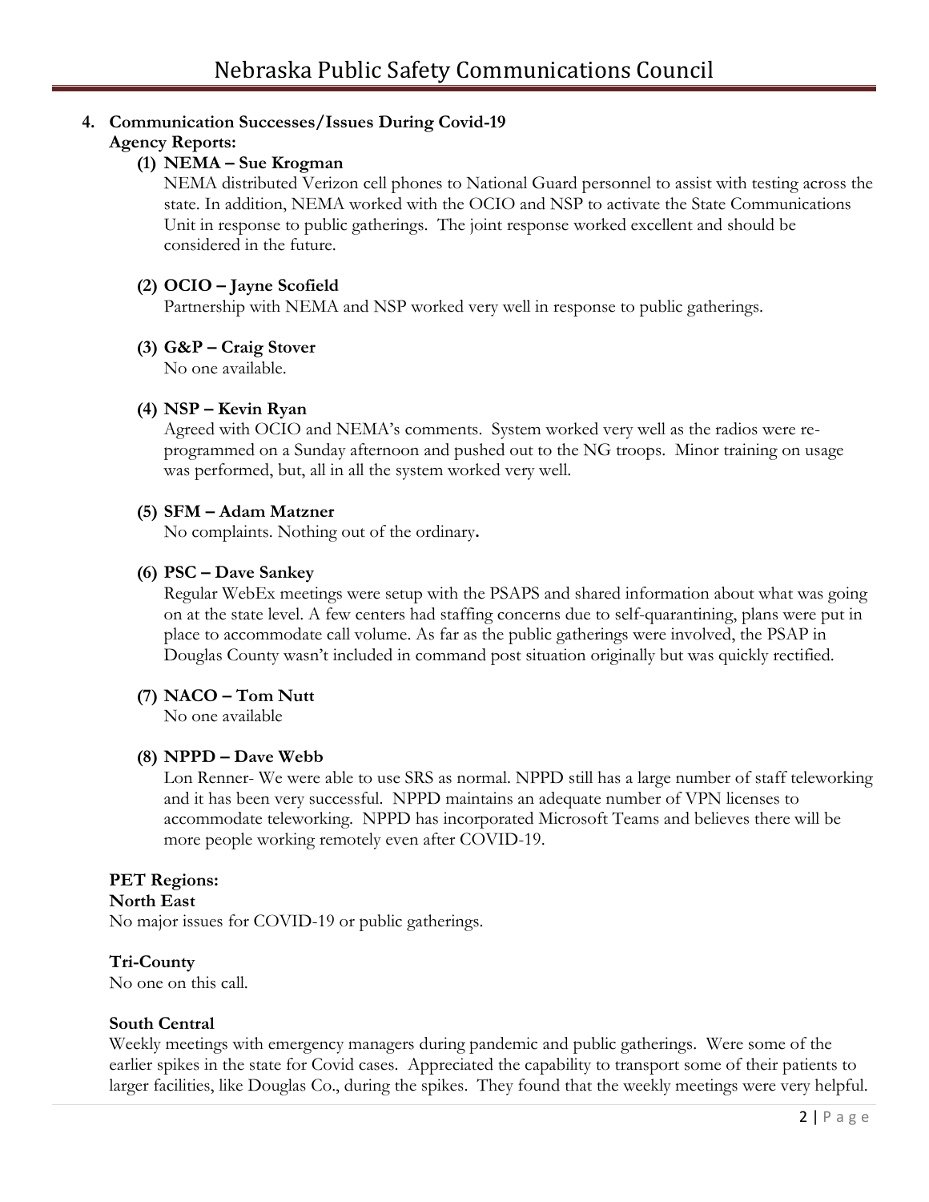**4. Communication Successes/Issues During Covid-19**

**Agency Reports:**

**(1) NEMA – Sue Krogman**

NEMA distributed Verizon cell phones to National Guard personnel to assist with testing across the state. In addition, NEMA worked with the OCIO and NSP to activate the State Communications Unit in response to public gatherings. The joint response worked excellent and should be considered in the future.

**(2) OCIO – Jayne Scofield**

Partnership with NEMA and NSP worked very well in response to public gatherings.

**(3) G&P – Craig Stover**

No one available.

**(4) NSP – Kevin Ryan**

Agreed with OCIO and NEMA's comments. System worked very well as the radios were re-programmed on a Sunday afternoon and pushed out to the NG troops. Minor training on usage was performed, but, all in all the system worked very well.

**(5) SFM – Adam Matzner**

No complaints. Nothing out of the ordinary**.**

**(6) PSC – Dave Sankey**

Regular WebEx meetings were setup with the PSAPS and shared information about what was going on at the state level. A few centers had staffing concerns due to self-quarantining, plans were put in place to accommodate call volume. As far as the public gatherings were involved, the PSAP in Douglas County wasn't included in command post situation originally but was quickly rectified.

**(7) NACO – Tom Nutt**

No one available

**(8) NPPD – Dave Webb**

Lon Renner- We were able to use SRS as normal. NPPD still has a large number of staff teleworking and it has been very successful. NPPD maintains an adequate number of VPN licenses to accommodate teleworking. NPPD has incorporated Microsoft Teams and believes there will be more people working remotely even after COVID-19.

**PET Regions:**

**North East**

No major issues for COVID-19 or public gatherings.

**Tri-County**

No one on this call.

**South Central**

Weekly meetings with emergency managers during pandemic and public gatherings. Were some of the earlier spikes in the state for Covid cases. Appreciated the capability to transport some of their patients to larger facilities, like Douglas Co., during the spikes. They found that the weekly meetings were very helpful.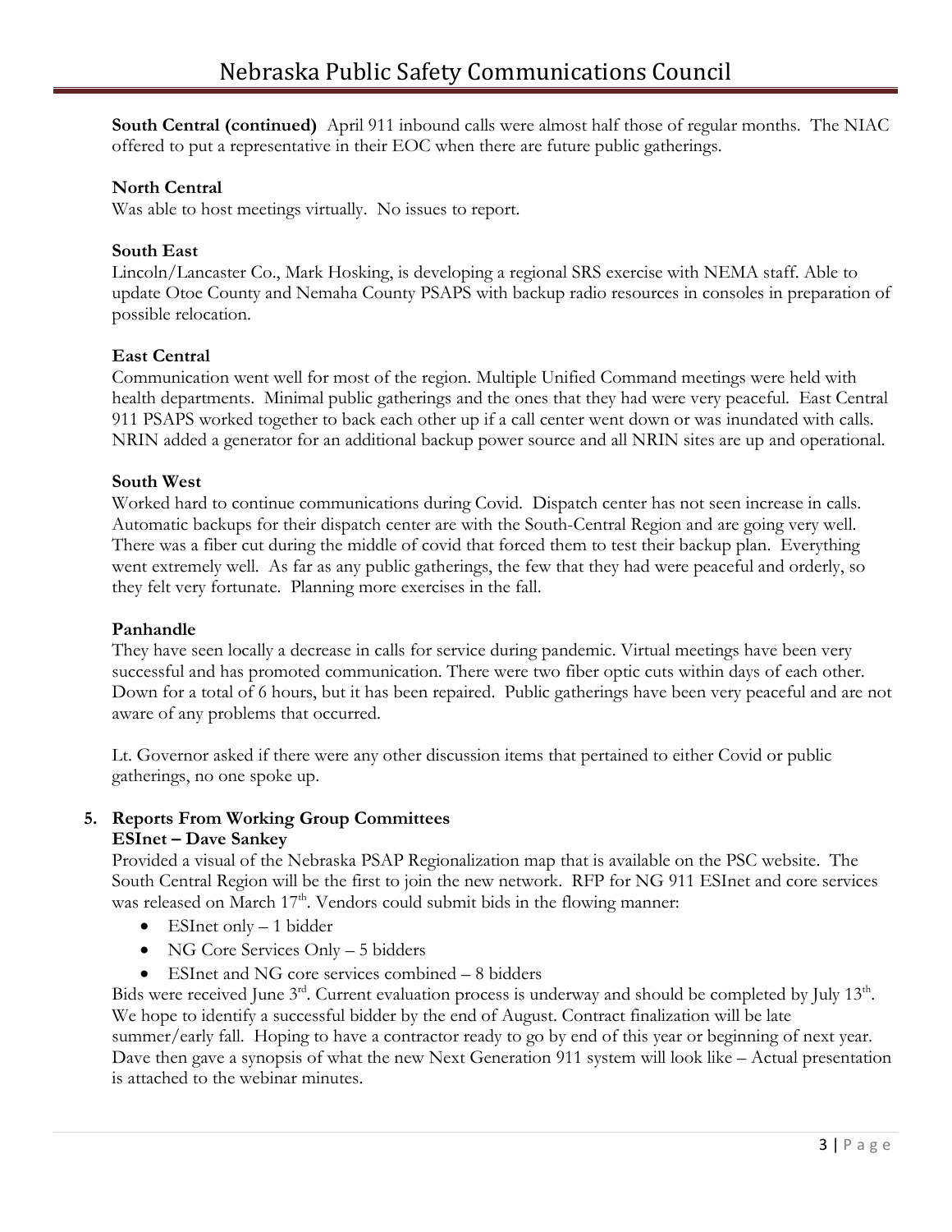**South Central (continued)** April 911 inbound calls were almost half those of regular months. The NIAC offered to put a representative in their EOC when there are future public gatherings.

**North Central**
Was able to host meetings virtually. No issues to report.

**South East**
Lincoln/Lancaster Co., Mark Hosking, is developing a regional SRS exercise with NEMA staff. Able to update Otoe County and Nemaha County PSAPS with backup radio resources in consoles in preparation of possible relocation.

**East Central**
Communication went well for most of the region. Multiple Unified Command meetings were held with health departments. Minimal public gatherings and the ones that they had were very peaceful. East Central 911 PSAPS worked together to back each other up if a call center went down or was inundated with calls. NRIN added a generator for an additional backup power source and all NRIN sites are up and operational.

**South West**
Worked hard to continue communications during Covid. Dispatch center has not seen increase in calls. Automatic backups for their dispatch center are with the South-Central Region and are going very well. There was a fiber cut during the middle of covid that forced them to test their backup plan. Everything went extremely well. As far as any public gatherings, the few that they had were peaceful and orderly, so they felt very fortunate. Planning more exercises in the fall.

**Panhandle**
They have seen locally a decrease in calls for service during pandemic. Virtual meetings have been very successful and has promoted communication. There were two fiber optic cuts within days of each other. Down for a total of 6 hours, but it has been repaired. Public gatherings have been very peaceful and are not aware of any problems that occurred.

Lt. Governor asked if there were any other discussion items that pertained to either Covid or public gatherings, no one spoke up.

5. **Reports From Working Group Committees**

**ESInet – Dave Sankey**

Provided a visual of the Nebraska PSAP Regionalization map that is available on the PSC website. The South Central Region will be the first to join the new network. RFP for NG 911 ESInet and core services was released on March 17th. Vendors could submit bids in the flowing manner:

- ESInet only – 1 bidder
- NG Core Services Only – 5 bidders
- ESInet and NG core services combined – 8 bidders

Bids were received June 3rd. Current evaluation process is underway and should be completed by July 13th. We hope to identify a successful bidder by the end of August. Contract finalization will be late summer/early fall. Hoping to have a contractor ready to go by end of this year or beginning of next year. Dave then gave a synopsis of what the new Next Generation 911 system will look like – Actual presentation is attached to the webinar minutes.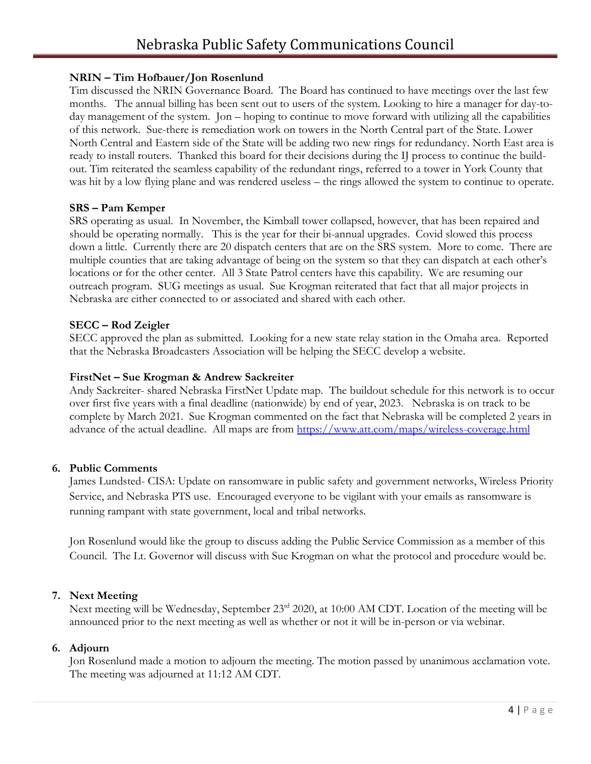**NRIN – Tim Hofbauer/Jon Rosenlund**
Tim discussed the NRIN Governance Board. The Board has continued to have meetings over the last few months. The annual billing has been sent out to users of the system. Looking to hire a manager for day-to-day management of the system. Jon – hoping to continue to move forward with utilizing all the capabilities of this network. Sue-there is remediation work on towers in the North Central part of the State. Lower North Central and Eastern side of the State will be adding two new rings for redundancy. North East area is ready to install routers. Thanked this board for their decisions during the IJ process to continue the build-out. Tim reiterated the seamless capability of the redundant rings, referred to a tower in York County that was hit by a low flying plane and was rendered useless – the rings allowed the system to continue to operate.

**SRS – Pam Kemper**
SRS operating as usual. In November, the Kimball tower collapsed, however, that has been repaired and should be operating normally. This is the year for their bi-annual upgrades. Covid slowed this process down a little. Currently there are 20 dispatch centers that are on the SRS system. More to come. There are multiple counties that are taking advantage of being on the system so that they can dispatch at each other's locations or for the other center. All 3 State Patrol centers have this capability. We are resuming our outreach program. SUG meetings as usual. Sue Krogman reiterated that fact that all major projects in Nebraska are either connected to or associated and shared with each other.

**SECC – Rod Zeigler**
SECC approved the plan as submitted. Looking for a new state relay station in the Omaha area. Reported that the Nebraska Broadcasters Association will be helping the SECC develop a website.

**FirstNet – Sue Krogman & Andrew Sackreiter**
Andy Sackreiter- shared Nebraska FirstNet Update map. The buildout schedule for this network is to occur over first five years with a final deadline (nationwide) by end of year, 2023. Nebraska is on track to be complete by March 2021. Sue Krogman commented on the fact that Nebraska will be completed 2 years in advance of the actual deadline. All maps are from https://www.att.com/maps/wireless-coverage.html

6. **Public Comments**
   James Lundsted- CISA: Update on ransomware in public safety and government networks, Wireless Priority Service, and Nebraska PTS use. Encouraged everyone to be vigilant with your emails as ransomware is running rampant with state government, local and tribal networks.

   Jon Rosenlund would like the group to discuss adding the Public Service Commission as a member of this Council. The Lt. Governor will discuss with Sue Krogman on what the protocol and procedure would be.

7. **Next Meeting**
   Next meeting will be Wednesday, September 23rd 2020, at 10:00 AM CDT. Location of the meeting will be announced prior to the next meeting as well as whether or not it will be in-person or via webinar.

6. **Adjourn**
   Jon Rosenlund made a motion to adjourn the meeting. The motion passed by unanimous acclamation vote. The meeting was adjourned at 11:12 AM CDT.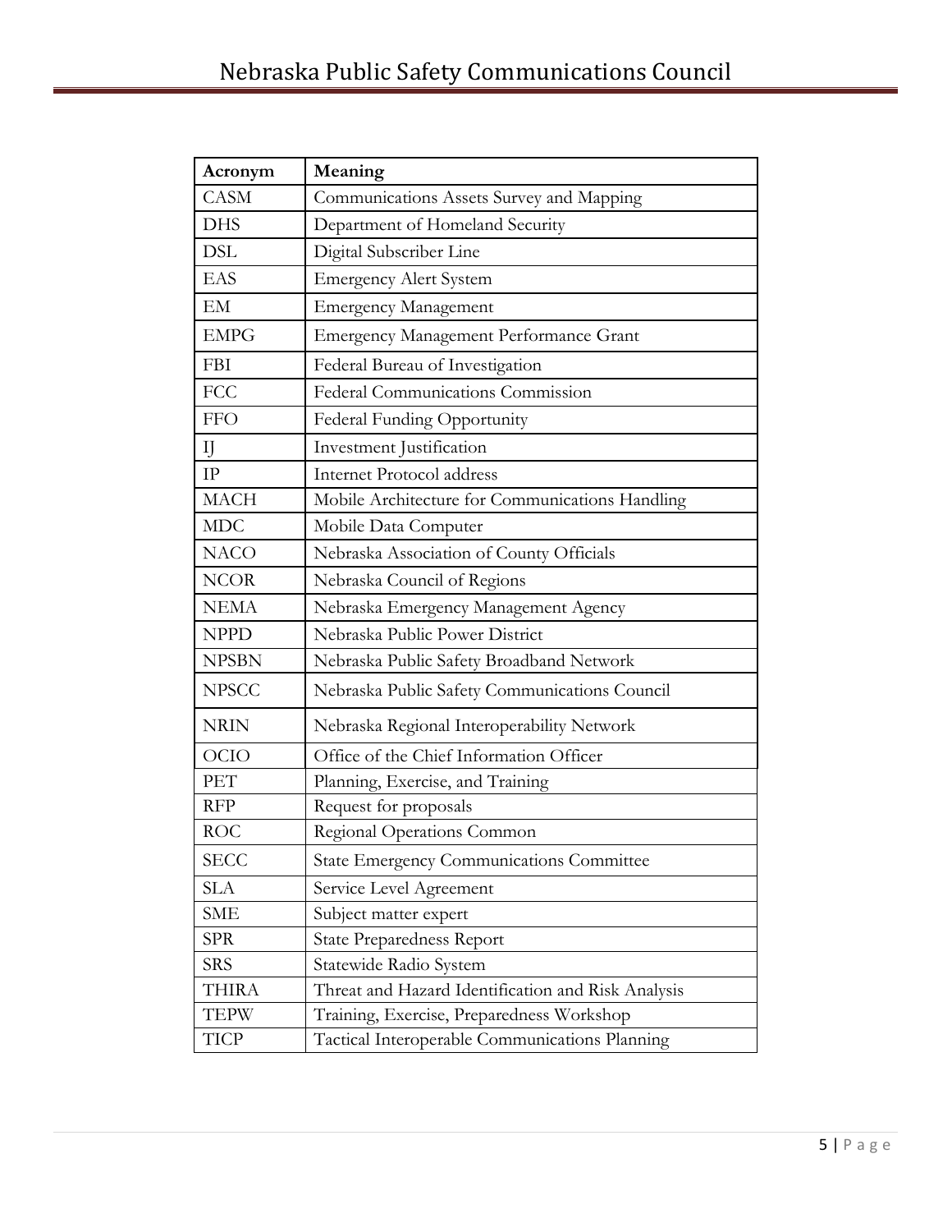| Acronym | Meaning |
|---|---|
| CASM | Communications Assets Survey and Mapping |
| DHS | Department of Homeland Security |
| DSL | Digital Subscriber Line |
| EAS | Emergency Alert System |
| EM | Emergency Management |
| EMPG | Emergency Management Performance Grant |
| FBI | Federal Bureau of Investigation |
| FCC | Federal Communications Commission |
| FFO | Federal Funding Opportunity |
| IJ | Investment Justification |
| IP | Internet Protocol address |
| MACH | Mobile Architecture for Communications Handling |
| MDC | Mobile Data Computer |
| NACO | Nebraska Association of County Officials |
| NCOR | Nebraska Council of Regions |
| NEMA | Nebraska Emergency Management Agency |
| NPPD | Nebraska Public Power District |
| NPSBN | Nebraska Public Safety Broadband Network |
| NPSCC | Nebraska Public Safety Communications Council |
| NRIN | Nebraska Regional Interoperability Network |
| OCIO | Office of the Chief Information Officer |
| PET | Planning, Exercise, and Training |
| RFP | Request for proposals |
| ROC | Regional Operations Common |
| SECC | State Emergency Communications Committee |
| SLA | Service Level Agreement |
| SME | Subject matter expert |
| SPR | State Preparedness Report |
| SRS | Statewide Radio System |
| THIRA | Threat and Hazard Identification and Risk Analysis |
| TEPW | Training, Exercise, Preparedness Workshop |
| TICP | Tactical Interoperable Communications Planning |